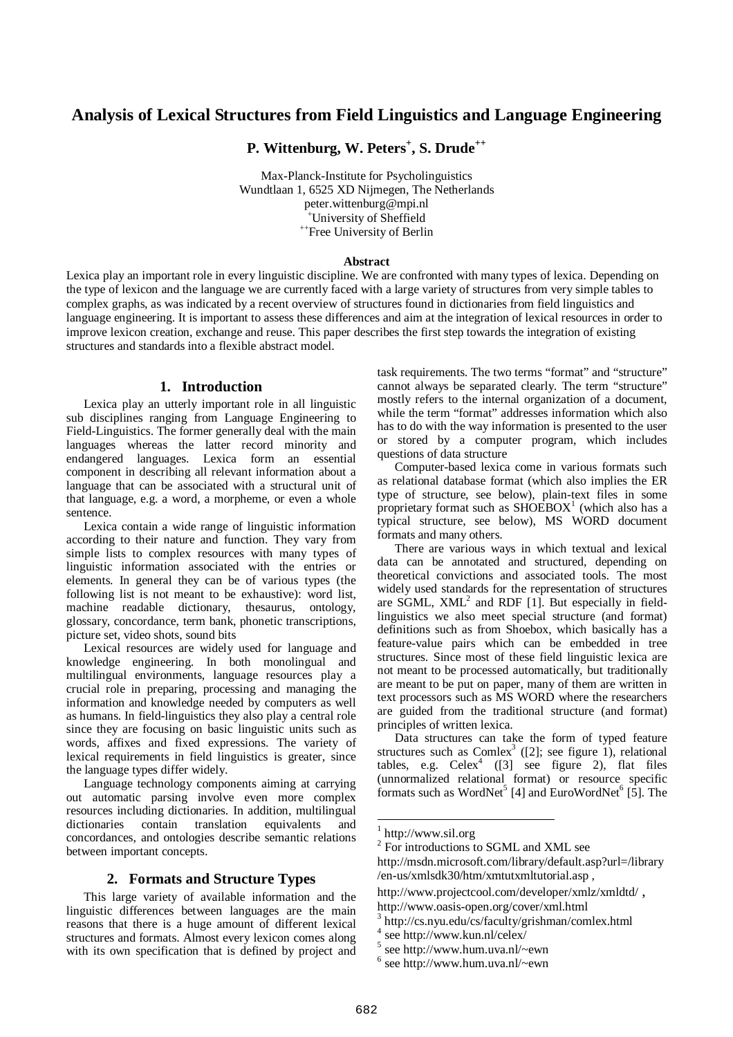# Analysis of Lexical Structures from Field Linguistics and Language Engineering

**P. Wittenburg, W. Peters[+], S. Drude[++]**

Max-Planck-Institute for Psycholinguistics
Wundtlaan 1, 6525 XD Nijmegen, The Netherlands
peter.wittenburg@mpi.nl
[+]University of Sheffield
[++]Free University of Berlin

**Abstract**

Lexica play an important role in every linguistic discipline. We are confronted with many types of lexica. Depending on the type of lexicon and the language we are currently faced with a large variety of structures from very simple tables to complex graphs, as was indicated by a recent overview of structures found in dictionaries from field linguistics and language engineering. It is important to assess these differences and aim at the integration of lexical resources in order to improve lexicon creation, exchange and reuse. This paper describes the first step towards the integration of existing structures and standards into a flexible abstract model.

## 1. Introduction

Lexica play an utterly important role in all linguistic sub disciplines ranging from Language Engineering to Field-Linguistics. The former generally deal with the main languages whereas the latter record minority and endangered languages. Lexica form an essential component in describing all relevant information about a language that can be associated with a structural unit of that language, e.g. a word, a morpheme, or even a whole sentence.

Lexica contain a wide range of linguistic information according to their nature and function. They vary from simple lists to complex resources with many types of linguistic information associated with the entries or elements. In general they can be of various types (the following list is not meant to be exhaustive): word list, machine readable dictionary, thesaurus, ontology, glossary, concordance, term bank, phonetic transcriptions, picture set, video shots, sound bits

Lexical resources are widely used for language and knowledge engineering. In both monolingual and multilingual environments, language resources play a crucial role in preparing, processing and managing the information and knowledge needed by computers as well as humans. In field-linguistics they also play a central role since they are focusing on basic linguistic units such as words, affixes and fixed expressions. The variety of lexical requirements in field linguistics is greater, since the language types differ widely.

Language technology components aiming at carrying out automatic parsing involve even more complex resources including dictionaries. In addition, multilingual dictionaries contain translation equivalents and concordances, and ontologies describe semantic relations between important concepts.

## 2. Formats and Structure Types

This large variety of available information and the linguistic differences between languages are the main reasons that there is a huge amount of different lexical structures and formats. Almost every lexicon comes along with its own specification that is defined by project and task requirements. The two terms "format" and "structure" cannot always be separated clearly. The term "structure" mostly refers to the internal organization of a document, while the term "format" addresses information which also has to do with the way information is presented to the user or stored by a computer program, which includes questions of data structure

Computer-based lexica come in various formats such as relational database format (which also implies the ER type of structure, see below), plain-text files in some proprietary format such as SHOEBOX[1] (which also has a typical structure, see below), MS WORD document formats and many others.

There are various ways in which textual and lexical data can be annotated and structured, depending on theoretical convictions and associated tools. The most widely used standards for the representation of structures are SGML, XML[2] and RDF [1]. But especially in field-linguistics we also meet special structure (and format) definitions such as from Shoebox, which basically has a feature-value pairs which can be embedded in tree structures. Since most of these field linguistic lexica are not meant to be processed automatically, but traditionally are meant to be put on paper, many of them are written in text processors such as MS WORD where the researchers are guided from the traditional structure (and format) principles of written lexica.

Data structures can take the form of typed feature structures such as Comlex[3] ([2]; see figure 1), relational tables, e.g. Celex[4] ([3] see figure 2), flat files (unnormalized relational format) or resource specific formats such as WordNet[5] [4] and EuroWordNet[6] [5]. The

---

[1] http://www.sil.org

[2] For introductions to SGML and XML see http://msdn.microsoft.com/library/default.asp?url=/library/en-us/xmlsdk30/htm/xmtutxmltutorial.asp , http://www.projectcool.com/developer/xmlz/xmldtd/ , http://www.oasis-open.org/cover/xml.html

[3] http://cs.nyu.edu/cs/faculty/grishman/comlex.html

[4] see http://www.kun.nl/celex/

[5] see http://www.hum.uva.nl/~ewn

[6] see http://www.hum.uva.nl/~ewn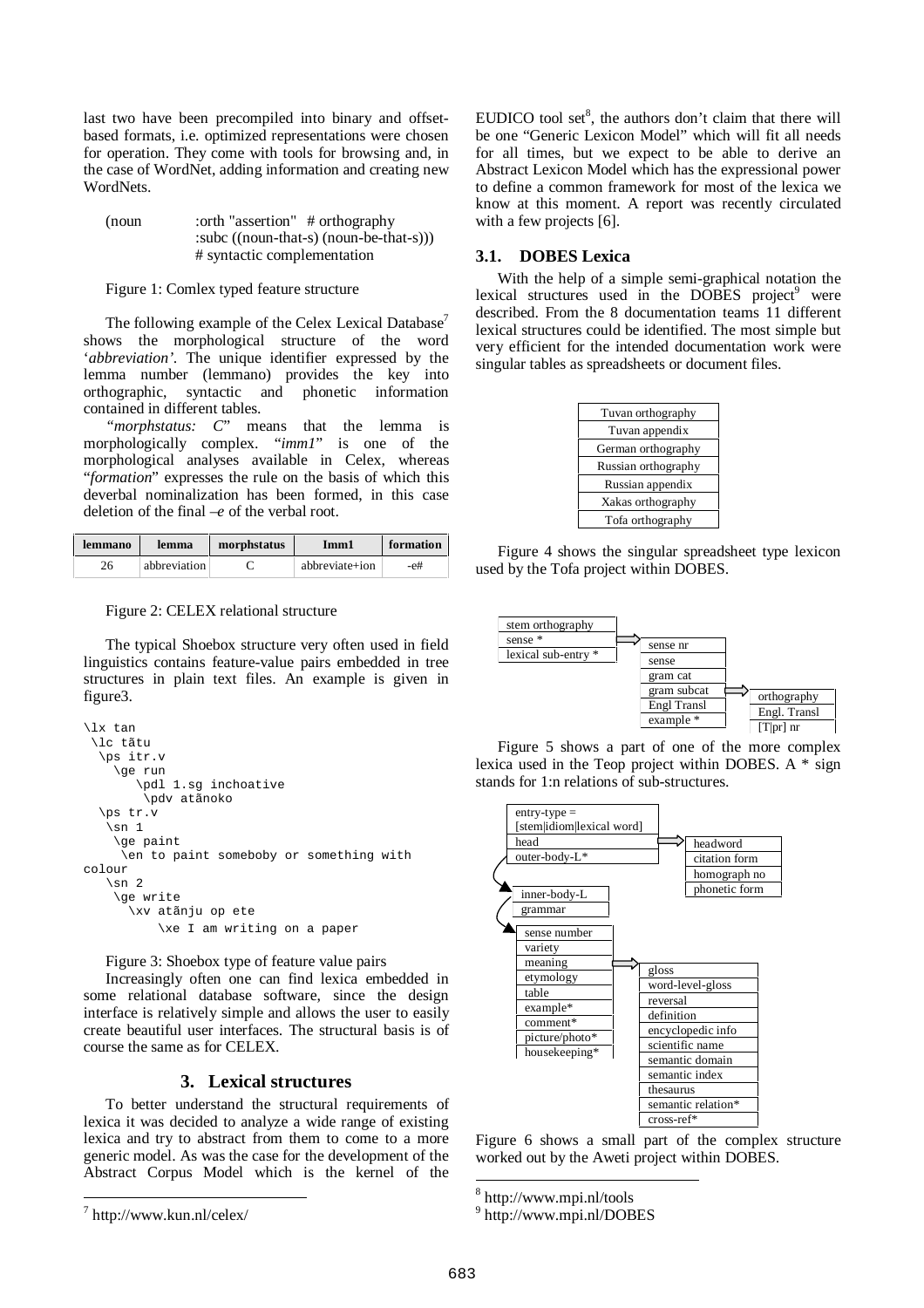last two have been precompiled into binary and offset-based formats, i.e. optimized representations were chosen for operation. They come with tools for browsing and, in the case of WordNet, adding information and creating new WordNets.

```
(noun      :orth "assertion"   # orthography
           :subc ((noun-that-s) (noun-be-that-s)))
           # syntactic complementation
```

Figure 1: Comlex typed feature structure

The following example of the Celex Lexical Database[7] shows the morphological structure of the word '*abbreviation'*. The unique identifier expressed by the lemma number (lemmano) provides the key into orthographic, syntactic and phonetic information contained in different tables.

"*morphstatus: C*" means that the lemma is morphologically complex. "*imm1*" is one of the morphological analyses available in Celex, whereas "*formation*" expresses the rule on the basis of which this deverbal nominalization has been formed, in this case deletion of the final *–e* of the verbal root.

| lemmano | lemma | morphstatus | Imm1 | formation |
|---|---|---|---|---|
| 26 | abbreviation | C | abbreviate+ion | -e# |

Figure 2: CELEX relational structure

The typical Shoebox structure very often used in field linguistics contains feature-value pairs embedded in tree structures in plain text files. An example is given in figure3.

```
\lx tan
 \lc tãtu
  \ps itr.v
    \ge run
       \pdl 1.sg inchoative
        \pdv atãnoko
  \ps tr.v
   \sn 1
    \ge paint
     \en to paint someboby or something with
colour
   \sn 2
    \ge write
      \xv atãnju op ete
           \xe I am writing on a paper
```

Figure 3: Shoebox type of feature value pairs

Increasingly often one can find lexica embedded in some relational database software, since the design interface is relatively simple and allows the user to easily create beautiful user interfaces. The structural basis is of course the same as for CELEX.

## 3. Lexical structures

To better understand the structural requirements of lexica it was decided to analyze a wide range of existing lexica and try to abstract from them to come to a more generic model. As was the case for the development of the Abstract Corpus Model which is the kernel of the EUDICO tool set[8], the authors don't claim that there will be one "Generic Lexicon Model" which will fit all needs for all times, but we expect to be able to derive an Abstract Lexicon Model which has the expressional power to define a common framework for most of the lexica we know at this moment. A report was recently circulated with a few projects [6].

### 3.1. DOBES Lexica

With the help of a simple semi-graphical notation the lexical structures used in the DOBES project[9] were described. From the 8 documentation teams 11 different lexical structures could be identified. The most simple but very efficient for the intended documentation work were singular tables as spreadsheets or document files.

| Tuvan orthography |
|---|
| Tuvan appendix |
| German orthography |
| Russian orthography |
| Russian appendix |
| Xakas orthography |
| Tofa orthography |

Figure 4 shows the singular spreadsheet type lexicon used by the Tofa project within DOBES.

- stem orthography
- sense * ⇒
  - sense nr
  - sense
  - gram cat
  - gram subcat ⇒
    - orthography
    - Engl. Transl
    - [T|pr] nr
  - Engl Transl
  - example *
- lexical sub-entry *

Figure 5 shows a part of one of the more complex lexica used in the Teop project within DOBES. A * sign stands for 1:n relations of sub-structures.

- entry-type = [stem|idiom|lexical word]
- head ⇒
  - headword
  - citation form
  - homograph no
  - phonetic form
- outer-body-L*
  - inner-body-L
  - grammar
    - sense number
    - variety
    - meaning ⇒
      - gloss
      - word-level-gloss
      - reversal
      - definition
      - encyclopedic info
      - scientific name
      - semantic domain
      - semantic index
      - thesaurus
      - semantic relation*
      - cross-ref*
    - etymology
    - table
    - example*
    - comment*
    - picture/photo*
    - housekeeping*

Figure 6 shows a small part of the complex structure worked out by the Aweti project within DOBES.

---

[7] http://www.kun.nl/celex/

[8] http://www.mpi.nl/tools

[9] http://www.mpi.nl/DOBES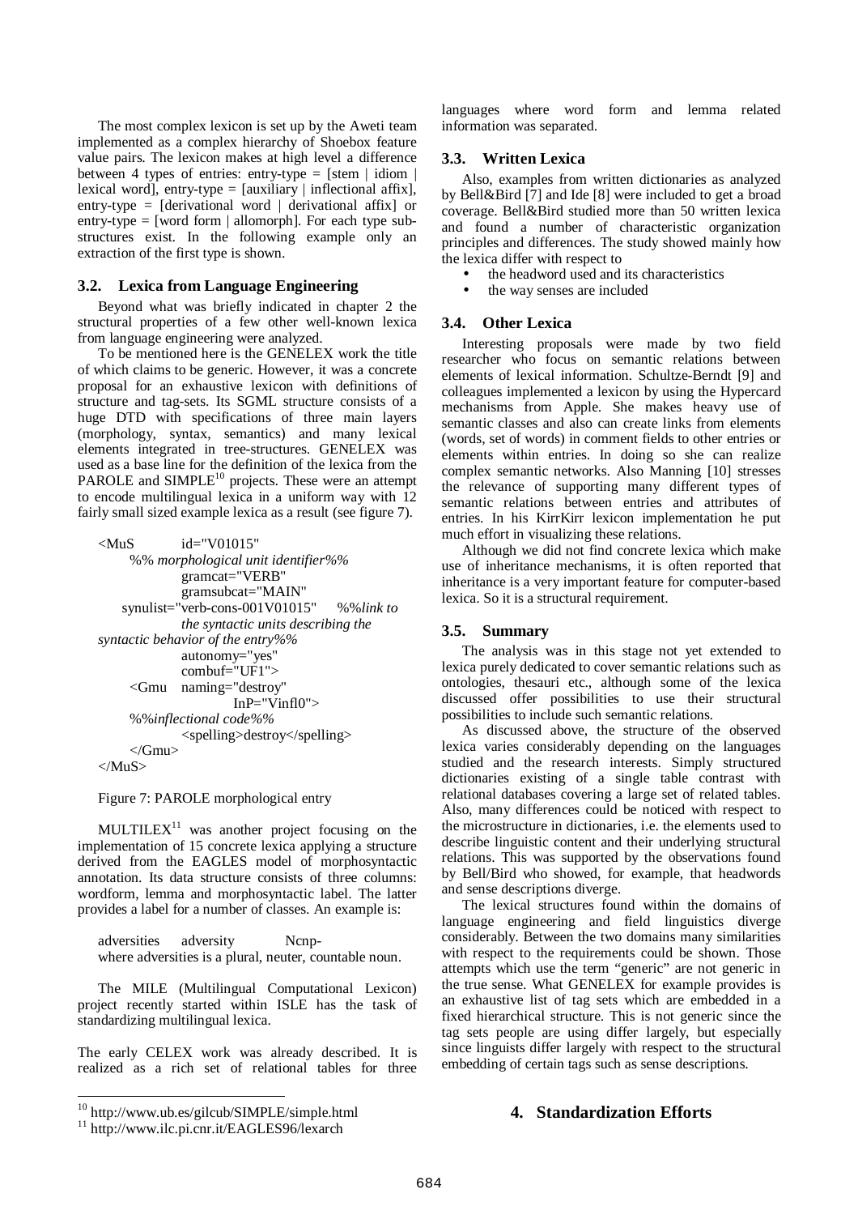The most complex lexicon is set up by the Aweti team implemented as a complex hierarchy of Shoebox feature value pairs. The lexicon makes at high level a difference between 4 types of entries: entry-type = [stem | idiom | lexical word], entry-type = [auxiliary | inflectional affix], entry-type = [derivational word | derivational affix] or entry-type = [word form | allomorph]. For each type substructures exist. In the following example only an extraction of the first type is shown.

### 3.2. Lexica from Language Engineering

Beyond what was briefly indicated in chapter 2 the structural properties of a few other well-known lexica from language engineering were analyzed.

To be mentioned here is the GENELEX work the title of which claims to be generic. However, it was a concrete proposal for an exhaustive lexicon with definitions of structure and tag-sets. Its SGML structure consists of a huge DTD with specifications of three main layers (morphology, syntax, semantics) and many lexical elements integrated in tree-structures. GENELEX was used as a base line for the definition of the lexica from the PAROLE and SIMPLE[10] projects. These were an attempt to encode multilingual lexica in a uniform way with 12 fairly small sized example lexica as a result (see figure 7).

```
<MuS        id="V01015"
     %% morphological unit identifier%%
            gramcat="VERB"
            gramsubcat="MAIN"
    synulist="verb-cons-001V01015"    %%link to
            the syntactic units describing the
syntactic behavior of the entry%%
            autonomy="yes"
            combuf="UF1">
     <Gmu   naming="destroy"
                    InP="Vinfl0">
     %%inflectional code%%
            <spelling>destroy</spelling>
     </Gmu>
</MuS>
```

Figure 7: PAROLE morphological entry

MULTILEX[11] was another project focusing on the implementation of 15 concrete lexica applying a structure derived from the EAGLES model of morphosyntactic annotation. Its data structure consists of three columns: wordform, lemma and morphosyntactic label. The latter provides a label for a number of classes. An example is:

adversities     adversity     Ncnp-
where adversities is a plural, neuter, countable noun.

The MILE (Multilingual Computational Lexicon) project recently started within ISLE has the task of standardizing multilingual lexica.

The early CELEX work was already described. It is realized as a rich set of relational tables for three languages where word form and lemma related information was separated.

### 3.3. Written Lexica

Also, examples from written dictionaries as analyzed by Bell&Bird [7] and Ide [8] were included to get a broad coverage. Bell&Bird studied more than 50 written lexica and found a number of characteristic organization principles and differences. The study showed mainly how the lexica differ with respect to

- the headword used and its characteristics
- the way senses are included

### 3.4. Other Lexica

Interesting proposals were made by two field researcher who focus on semantic relations between elements of lexical information. Schultze-Berndt [9] and colleagues implemented a lexicon by using the Hypercard mechanisms from Apple. She makes heavy use of semantic classes and also can create links from elements (words, set of words) in comment fields to other entries or elements within entries. In doing so she can realize complex semantic networks. Also Manning [10] stresses the relevance of supporting many different types of semantic relations between entries and attributes of entries. In his KirrKirr lexicon implementation he put much effort in visualizing these relations.

Although we did not find concrete lexica which make use of inheritance mechanisms, it is often reported that inheritance is a very important feature for computer-based lexica. So it is a structural requirement.

### 3.5. Summary

The analysis was in this stage not yet extended to lexica purely dedicated to cover semantic relations such as ontologies, thesauri etc., although some of the lexica discussed offer possibilities to use their structural possibilities to include such semantic relations.

As discussed above, the structure of the observed lexica varies considerably depending on the languages studied and the research interests. Simply structured dictionaries existing of a single table contrast with relational databases covering a large set of related tables. Also, many differences could be noticed with respect to the microstructure in dictionaries, i.e. the elements used to describe linguistic content and their underlying structural relations. This was supported by the observations found by Bell/Bird who showed, for example, that headwords and sense descriptions diverge.

The lexical structures found within the domains of language engineering and field linguistics diverge considerably. Between the two domains many similarities with respect to the requirements could be shown. Those attempts which use the term "generic" are not generic in the true sense. What GENELEX for example provides is an exhaustive list of tag sets which are embedded in a fixed hierarchical structure. This is not generic since the tag sets people are using differ largely, but especially since linguists differ largely with respect to the structural embedding of certain tags such as sense descriptions.

## 4. Standardization Efforts

[10] http://www.ub.es/gilcub/SIMPLE/simple.html

[11] http://www.ilc.pi.cnr.it/EAGLES96/lexarch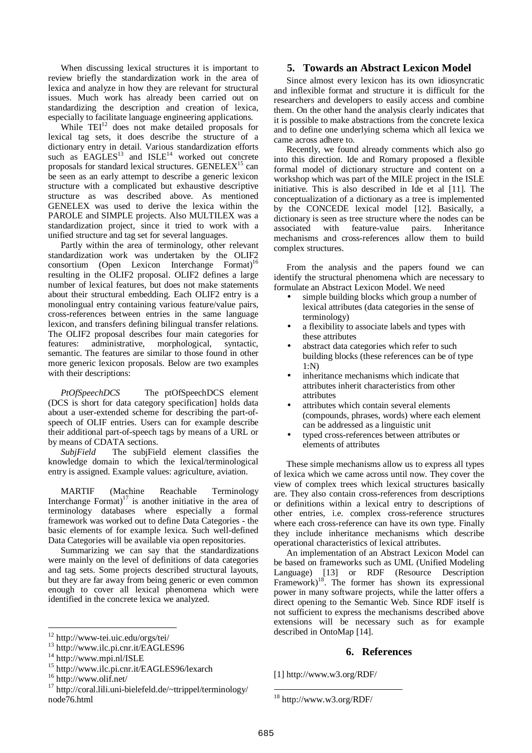When discussing lexical structures it is important to review briefly the standardization work in the area of lexica and analyze in how they are relevant for structural issues. Much work has already been carried out on standardizing the description and creation of lexica, especially to facilitate language engineering applications.

While TEI[12] does not make detailed proposals for lexical tag sets, it does describe the structure of a dictionary entry in detail. Various standardization efforts such as EAGLES[13] and ISLE[14] worked out concrete proposals for standard lexical structures. GENELEX[15] can be seen as an early attempt to describe a generic lexicon structure with a complicated but exhaustive descriptive structure as was described above. As mentioned GENELEX was used to derive the lexica within the PAROLE and SIMPLE projects. Also MULTILEX was a standardization project, since it tried to work with a unified structure and tag set for several languages.

Partly within the area of terminology, other relevant standardization work was undertaken by the OLIF2 consortium (Open Lexicon Interchange Format)[16] resulting in the OLIF2 proposal. OLIF2 defines a large number of lexical features, but does not make statements about their structural embedding. Each OLIF2 entry is a monolingual entry containing various feature/value pairs, cross-references between entries in the same language lexicon, and transfers defining bilingual transfer relations. The OLIF2 proposal describes four main categories for features: administrative, morphological, syntactic, semantic. The features are similar to those found in other more generic lexicon proposals. Below are two examples with their descriptions:

*PtOfSpeechDCS* The ptOfSpeechDCS element (DCS is short for data category specification] holds data about a user-extended scheme for describing the part-of-speech of OLIF entries. Users can for example describe their additional part-of-speech tags by means of a URL or by means of CDATA sections.

*SubjField* The subjField element classifies the knowledge domain to which the lexical/terminological entry is assigned. Example values: agriculture, aviation.

MARTIF (Machine Reachable Terminology Interchange Format)[17] is another initiative in the area of terminology databases where especially a formal framework was worked out to define Data Categories - the basic elements of for example lexica. Such well-defined Data Categories will be available via open repositories.

Summarizing we can say that the standardizations were mainly on the level of definitions of data categories and tag sets. Some projects described structural layouts, but they are far away from being generic or even common enough to cover all lexical phenomena which were identified in the concrete lexica we analyzed.

## 5. Towards an Abstract Lexicon Model

Since almost every lexicon has its own idiosyncratic and inflexible format and structure it is difficult for the researchers and developers to easily access and combine them. On the other hand the analysis clearly indicates that it is possible to make abstractions from the concrete lexica and to define one underlying schema which all lexica we came across adhere to.

Recently, we found already comments which also go into this direction. Ide and Romary proposed a flexible formal model of dictionary structure and content on a workshop which was part of the MILE project in the ISLE initiative. This is also described in Ide et al [11]. The conceptualization of a dictionary as a tree is implemented by the CONCEDE lexical model [12]. Basically, a dictionary is seen as tree structure where the nodes can be associated with feature-value pairs. Inheritance mechanisms and cross-references allow them to build complex structures.

From the analysis and the papers found we can identify the structural phenomena which are necessary to formulate an Abstract Lexicon Model. We need

- simple building blocks which group a number of lexical attributes (data categories in the sense of terminology)
- a flexibility to associate labels and types with these attributes
- abstract data categories which refer to such building blocks (these references can be of type 1:N)
- inheritance mechanisms which indicate that attributes inherit characteristics from other attributes
- attributes which contain several elements (compounds, phrases, words) where each element can be addressed as a linguistic unit
- typed cross-references between attributes or elements of attributes

These simple mechanisms allow us to express all types of lexica which we came across until now. They cover the view of complex trees which lexical structures basically are. They also contain cross-references from descriptions or definitions within a lexical entry to descriptions of other entries, i.e. complex cross-reference structures where each cross-reference can have its own type. Finally they include inheritance mechanisms which describe operational characteristics of lexical attributes.

An implementation of an Abstract Lexicon Model can be based on frameworks such as UML (Unified Modeling Language) [13] or RDF (Resource Description Framework)[18]. The former has shown its expressional power in many software projects, while the latter offers a direct opening to the Semantic Web. Since RDF itself is not sufficient to express the mechanisms described above extensions will be necessary such as for example described in OntoMap [14].

## 6. References

[1] http://www.w3.org/RDF/

---

[12] http://www-tei.uic.edu/orgs/tei/

[13] http://www.ilc.pi.cnr.it/EAGLES96

[14] http://www.mpi.nl/ISLE

[15] http://www.ilc.pi.cnr.it/EAGLES96/lexarch

[16] http://www.olif.net/

[17] http://coral.lili.uni-bielefeld.de/~ttrippel/terminology/node76.html

[18] http://www.w3.org/RDF/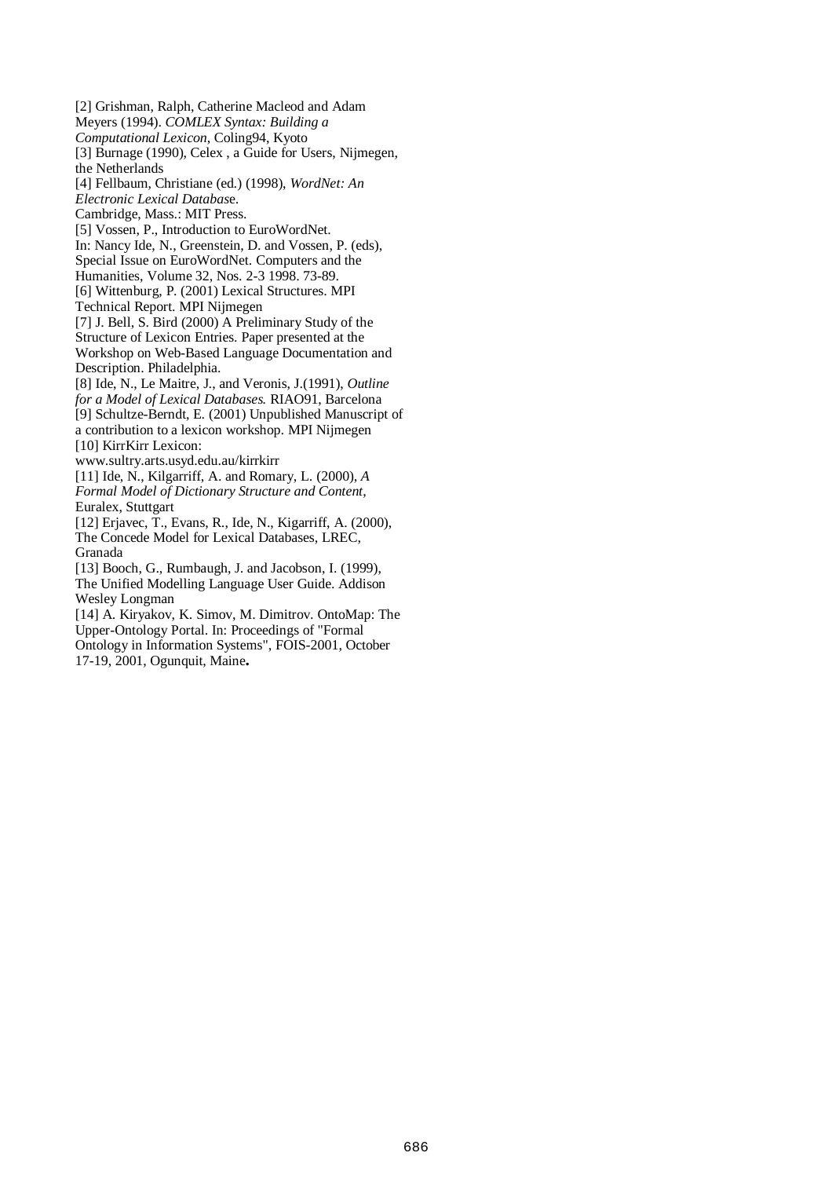[2] Grishman, Ralph, Catherine Macleod and Adam Meyers (1994). *COMLEX Syntax: Building a Computational Lexicon*, Coling94, Kyoto

[3] Burnage (1990), Celex , a Guide for Users, Nijmegen, the Netherlands

[4] Fellbaum, Christiane (ed.) (1998), *WordNet: An Electronic Lexical Databas*e. Cambridge, Mass.: MIT Press.

[5] Vossen, P., Introduction to EuroWordNet. In: Nancy Ide, N., Greenstein, D. and Vossen, P. (eds), Special Issue on EuroWordNet. Computers and the Humanities, Volume 32, Nos. 2-3 1998. 73-89.

[6] Wittenburg, P. (2001) Lexical Structures. MPI Technical Report. MPI Nijmegen

[7] J. Bell, S. Bird (2000) A Preliminary Study of the Structure of Lexicon Entries. Paper presented at the Workshop on Web-Based Language Documentation and Description. Philadelphia.

[8] Ide, N., Le Maitre, J., and Veronis, J.(1991), *Outline for a Model of Lexical Databases.* RIAO91, Barcelona

[9] Schultze-Berndt, E. (2001) Unpublished Manuscript of a contribution to a lexicon workshop. MPI Nijmegen

[10] KirrKirr Lexicon: www.sultry.arts.usyd.edu.au/kirrkirr

[11] Ide, N., Kilgarriff, A. and Romary, L. (2000), *A Formal Model of Dictionary Structure and Content*, Euralex, Stuttgart

[12] Erjavec, T., Evans, R., Ide, N., Kigarriff, A. (2000), The Concede Model for Lexical Databases, LREC, Granada

[13] Booch, G., Rumbaugh, J. and Jacobson, I. (1999), The Unified Modelling Language User Guide. Addison Wesley Longman

[14] A. Kiryakov, K. Simov, M. Dimitrov. OntoMap: The Upper-Ontology Portal. In: Proceedings of "Formal Ontology in Information Systems", FOIS-2001, October 17-19, 2001, Ogunquit, Maine**.**